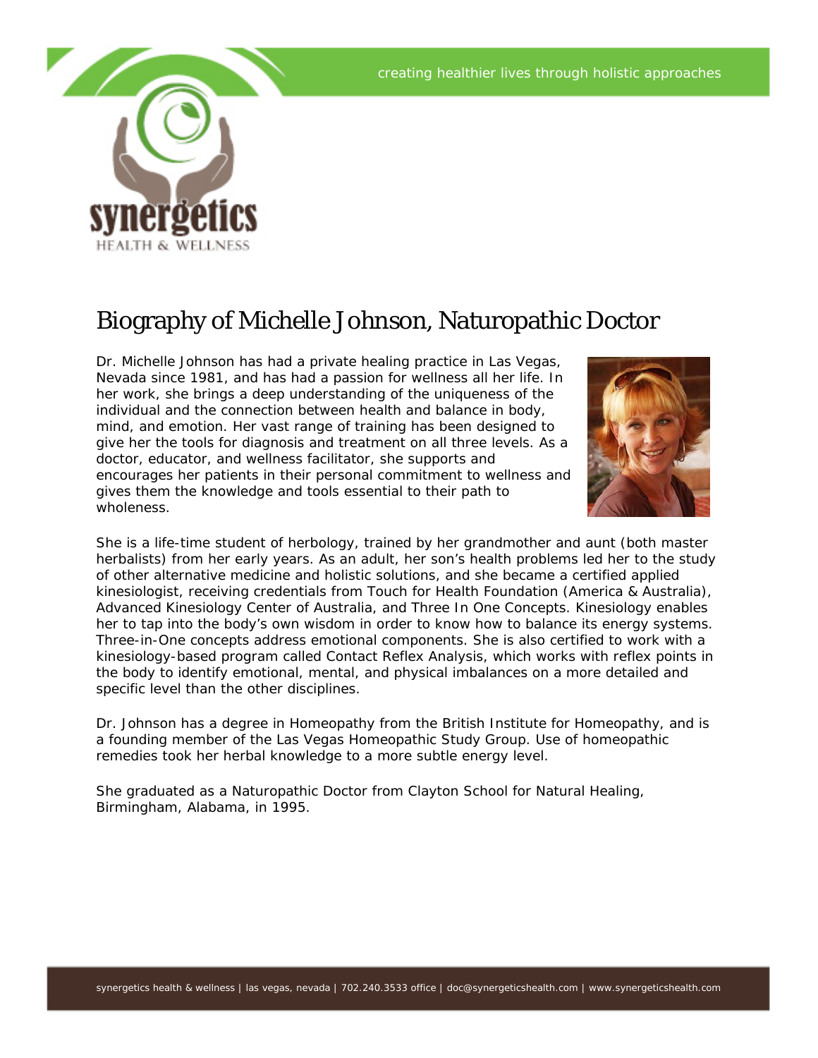creating healthier lives through holistic approaches

synergetics
HEALTH & WELLNESS

# Biography of Michelle Johnson, Naturopathic Doctor

Dr. Michelle Johnson has had a private healing practice in Las Vegas, Nevada since 1981, and has had a passion for wellness all her life. In her work, she brings a deep understanding of the uniqueness of the individual and the connection between health and balance in body, mind, and emotion. Her vast range of training has been designed to give her the tools for diagnosis and treatment on all three levels. As a doctor, educator, and wellness facilitator, she supports and encourages her patients in their personal commitment to wellness and gives them the knowledge and tools essential to their path to wholeness.

She is a life-time student of herbology, trained by her grandmother and aunt (both master herbalists) from her early years. As an adult, her son's health problems led her to the study of other alternative medicine and holistic solutions, and she became a certified applied kinesiologist, receiving credentials from Touch for Health Foundation (America & Australia), Advanced Kinesiology Center of Australia, and Three In One Concepts. Kinesiology enables her to tap into the body's own wisdom in order to know how to balance its energy systems. Three-in-One concepts address emotional components. She is also certified to work with a kinesiology-based program called Contact Reflex Analysis, which works with reflex points in the body to identify emotional, mental, and physical imbalances on a more detailed and specific level than the other disciplines.

Dr. Johnson has a degree in Homeopathy from the British Institute for Homeopathy, and is a founding member of the Las Vegas Homeopathic Study Group. Use of homeopathic remedies took her herbal knowledge to a more subtle energy level.

She graduated as a Naturopathic Doctor from Clayton School for Natural Healing, Birmingham, Alabama, in 1995.

synergetics health & wellness | las vegas, nevada | 702.240.3533 office | doc@synergeticshealth.com | www.synergeticshealth.com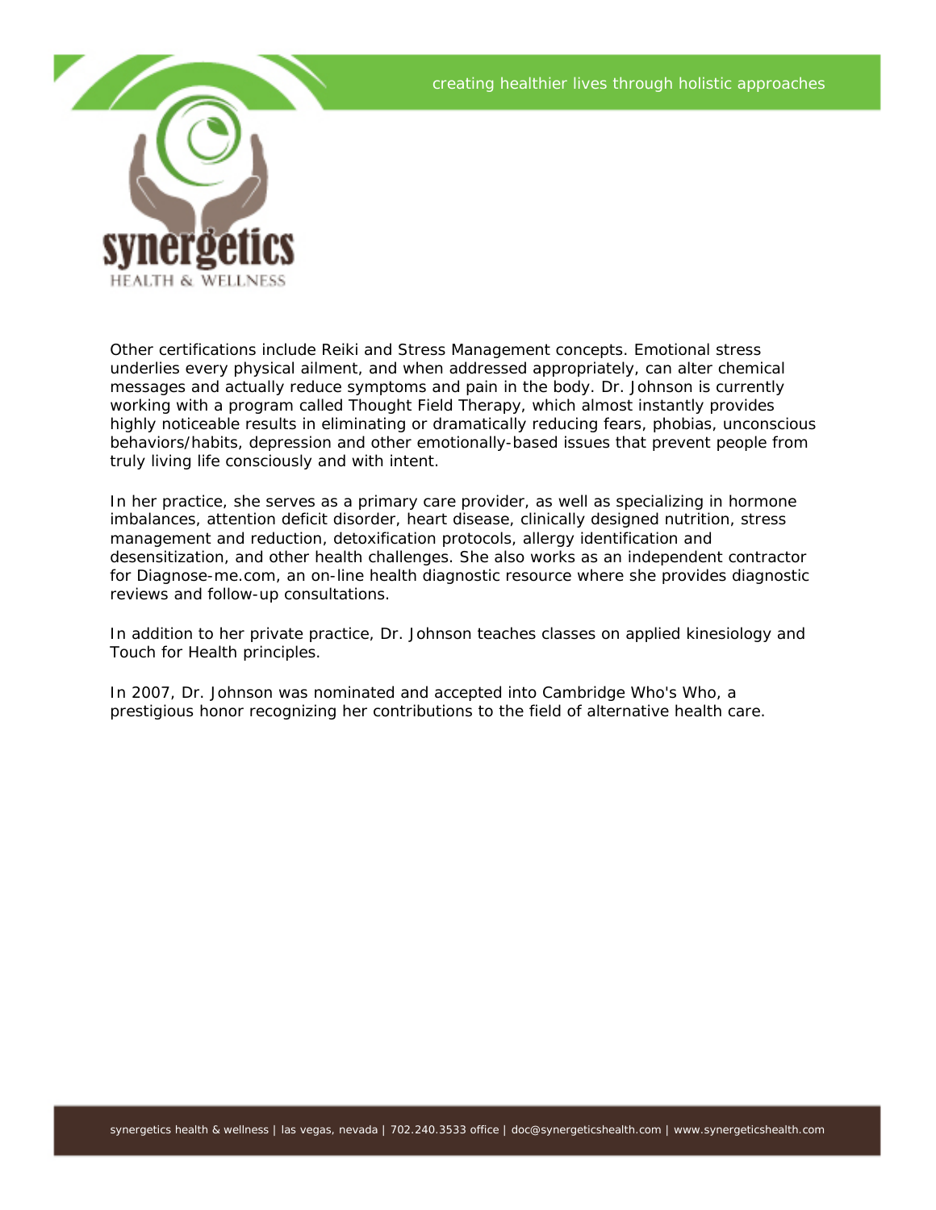Other certifications include Reiki and Stress Management concepts. Emotional stress underlies every physical ailment, and when addressed appropriately, can alter chemical messages and actually reduce symptoms and pain in the body. Dr. Johnson is currently working with a program called Thought Field Therapy, which almost instantly provides highly noticeable results in eliminating or dramatically reducing fears, phobias, unconscious behaviors/habits, depression and other emotionally-based issues that prevent people from truly living life consciously and with intent.

In her practice, she serves as a primary care provider, as well as specializing in hormone imbalances, attention deficit disorder, heart disease, clinically designed nutrition, stress management and reduction, detoxification protocols, allergy identification and desensitization, and other health challenges. She also works as an independent contractor for Diagnose-me.com, an on-line health diagnostic resource where she provides diagnostic reviews and follow-up consultations.

In addition to her private practice, Dr. Johnson teaches classes on applied kinesiology and Touch for Health principles.

In 2007, Dr. Johnson was nominated and accepted into Cambridge Who's Who, a prestigious honor recognizing her contributions to the field of alternative health care.